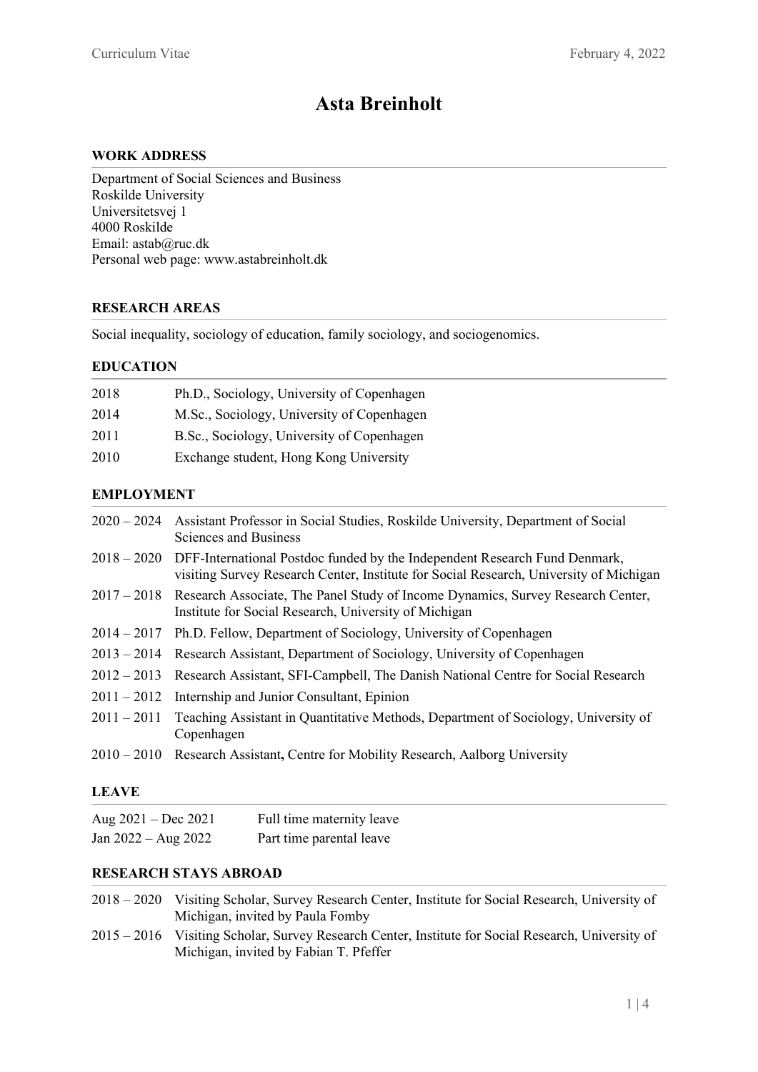# Asta Breinholt

## WORK ADDRESS

Department of Social Sciences and Business
Roskilde University
Universitetsvej 1
4000 Roskilde
Email: astab@ruc.dk
Personal web page: www.astabreinholt.dk

## RESEARCH AREAS

Social inequality, sociology of education, family sociology, and sociogenomics.

## EDUCATION

| | |
|---|---|
| 2018 | Ph.D., Sociology, University of Copenhagen |
| 2014 | M.Sc., Sociology, University of Copenhagen |
| 2011 | B.Sc., Sociology, University of Copenhagen |
| 2010 | Exchange student, Hong Kong University |

## EMPLOYMENT

| | |
|---|---|
| 2020 – 2024 | Assistant Professor in Social Studies, Roskilde University, Department of Social Sciences and Business |
| 2018 – 2020 | DFF-International Postdoc funded by the Independent Research Fund Denmark, visiting Survey Research Center, Institute for Social Research, University of Michigan |
| 2017 – 2018 | Research Associate, The Panel Study of Income Dynamics, Survey Research Center, Institute for Social Research, University of Michigan |
| 2014 – 2017 | Ph.D. Fellow, Department of Sociology, University of Copenhagen |
| 2013 – 2014 | Research Assistant, Department of Sociology, University of Copenhagen |
| 2012 – 2013 | Research Assistant, SFI-Campbell, The Danish National Centre for Social Research |
| 2011 – 2012 | Internship and Junior Consultant, Epinion |
| 2011 – 2011 | Teaching Assistant in Quantitative Methods, Department of Sociology, University of Copenhagen |
| 2010 – 2010 | Research Assistant, Centre for Mobility Research, Aalborg University |

## LEAVE

| | |
|---|---|
| Aug 2021 – Dec 2021 | Full time maternity leave |
| Jan 2022 – Aug 2022 | Part time parental leave |

## RESEARCH STAYS ABROAD

| | |
|---|---|
| 2018 – 2020 | Visiting Scholar, Survey Research Center, Institute for Social Research, University of Michigan, invited by Paula Fomby |
| 2015 – 2016 | Visiting Scholar, Survey Research Center, Institute for Social Research, University of Michigan, invited by Fabian T. Pfeffer |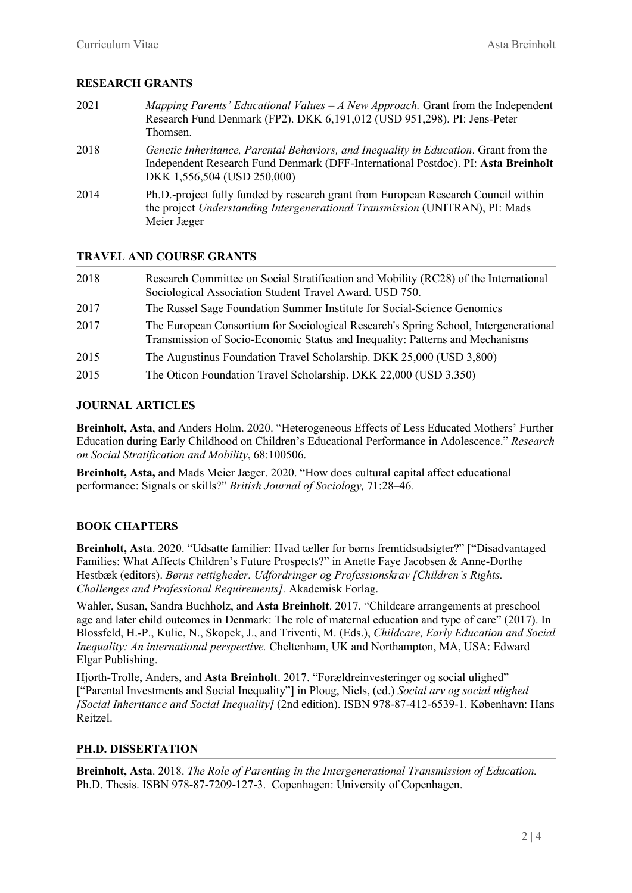## RESEARCH GRANTS

| | |
|---|---|
| 2021 | *Mapping Parents' Educational Values – A New Approach.* Grant from the Independent Research Fund Denmark (FP2). DKK 6,191,012 (USD 951,298). PI: Jens-Peter Thomsen. |
| 2018 | *Genetic Inheritance, Parental Behaviors, and Inequality in Education*. Grant from the Independent Research Fund Denmark (DFF-International Postdoc). PI: **Asta Breinholt** DKK 1,556,504 (USD 250,000) |
| 2014 | Ph.D.-project fully funded by research grant from European Research Council within the project *Understanding Intergenerational Transmission* (UNITRAN), PI: Mads Meier Jæger |

## TRAVEL AND COURSE GRANTS

| | |
|---|---|
| 2018 | Research Committee on Social Stratification and Mobility (RC28) of the International Sociological Association Student Travel Award. USD 750. |
| 2017 | The Russel Sage Foundation Summer Institute for Social-Science Genomics |
| 2017 | The European Consortium for Sociological Research's Spring School, Intergenerational Transmission of Socio-Economic Status and Inequality: Patterns and Mechanisms |
| 2015 | The Augustinus Foundation Travel Scholarship. DKK 25,000 (USD 3,800) |
| 2015 | The Oticon Foundation Travel Scholarship. DKK 22,000 (USD 3,350) |

## JOURNAL ARTICLES

**Breinholt, Asta**, and Anders Holm. 2020. "Heterogeneous Effects of Less Educated Mothers' Further Education during Early Childhood on Children's Educational Performance in Adolescence." *Research on Social Stratification and Mobility*, 68:100506.

**Breinholt, Asta,** and Mads Meier Jæger. 2020. "How does cultural capital affect educational performance: Signals or skills?" *British Journal of Sociology,* 71:28–46*.*

## BOOK CHAPTERS

**Breinholt, Asta**. 2020. "Udsatte familier: Hvad tæller for børns fremtidsudsigter?" ["Disadvantaged Families: What Affects Children's Future Prospects?" in Anette Faye Jacobsen & Anne-Dorthe Hestbæk (editors). *Børns rettigheder. Udfordringer og Professionskrav [Children's Rights. Challenges and Professional Requirements].* Akademisk Forlag.

Wahler, Susan, Sandra Buchholz, and **Asta Breinholt**. 2017. "Childcare arrangements at preschool age and later child outcomes in Denmark: The role of maternal education and type of care" (2017). In Blossfeld, H.-P., Kulic, N., Skopek, J., and Triventi, M. (Eds.), *Childcare, Early Education and Social Inequality: An international perspective.* Cheltenham, UK and Northampton, MA, USA: Edward Elgar Publishing.

Hjorth-Trolle, Anders, and **Asta Breinholt**. 2017. "Forældreinvesteringer og social ulighed" ["Parental Investments and Social Inequality"] in Ploug, Niels, (ed.) *Social arv og social ulighed [Social Inheritance and Social Inequality]* (2nd edition). ISBN 978-87-412-6539-1. København: Hans Reitzel.

## PH.D. DISSERTATION

**Breinholt, Asta**. 2018. *The Role of Parenting in the Intergenerational Transmission of Education.* Ph.D. Thesis. ISBN 978-87-7209-127-3. Copenhagen: University of Copenhagen.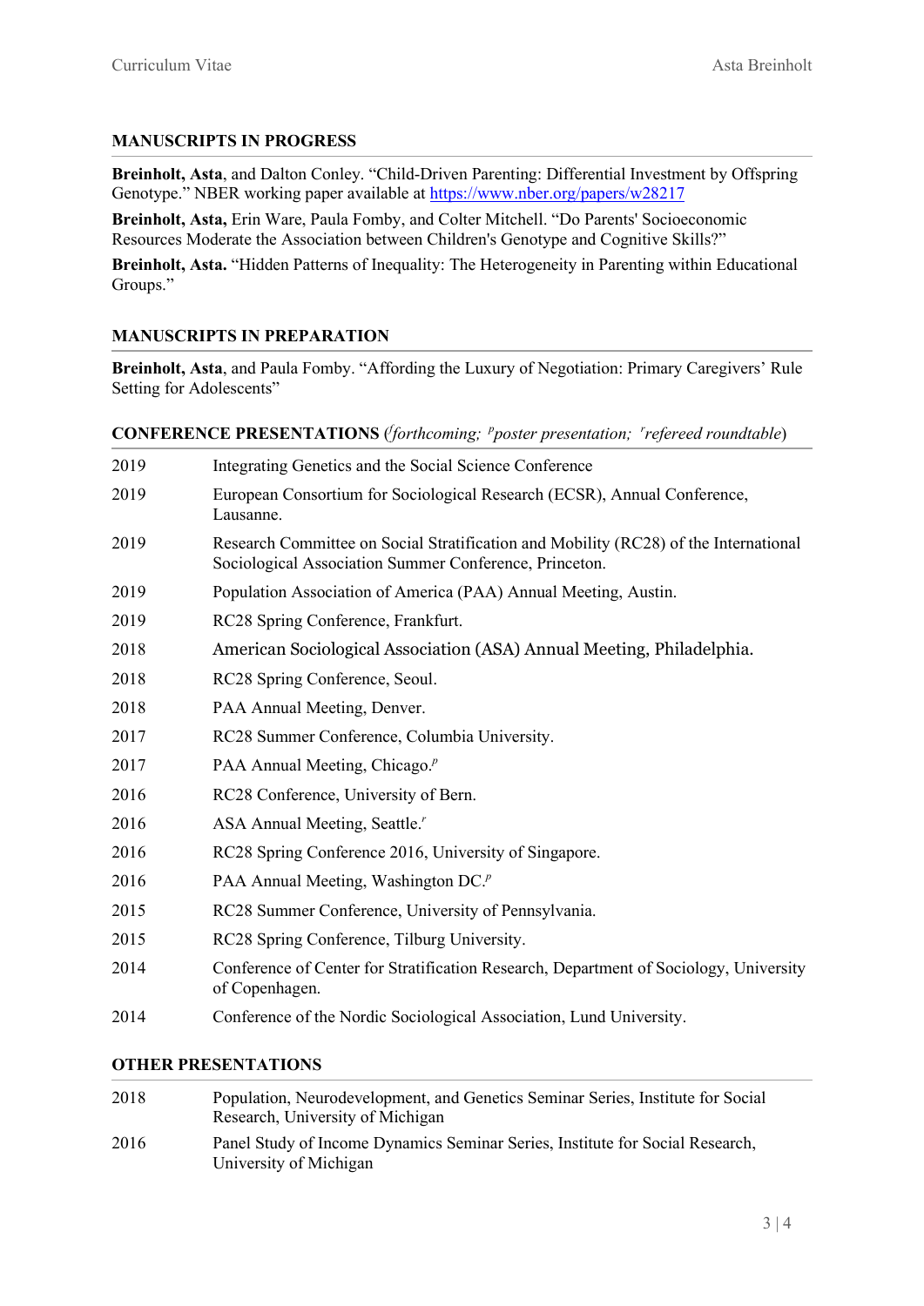## MANUSCRIPTS IN PROGRESS

**Breinholt, Asta**, and Dalton Conley. "Child-Driven Parenting: Differential Investment by Offspring Genotype." NBER working paper available at https://www.nber.org/papers/w28217

**Breinholt, Asta,** Erin Ware, Paula Fomby, and Colter Mitchell. "Do Parents' Socioeconomic Resources Moderate the Association between Children's Genotype and Cognitive Skills?"

**Breinholt, Asta.** "Hidden Patterns of Inequality: The Heterogeneity in Parenting within Educational Groups."

## MANUSCRIPTS IN PREPARATION

**Breinholt, Asta**, and Paula Fomby. "Affording the Luxury of Negotiation: Primary Caregivers' Rule Setting for Adolescents"

## CONFERENCE PRESENTATIONS (*[f]forthcoming; [p]poster presentation; [r]refereed roundtable*)

| | |
|---|---|
| 2019 | Integrating Genetics and the Social Science Conference |
| 2019 | European Consortium for Sociological Research (ECSR), Annual Conference, Lausanne. |
| 2019 | Research Committee on Social Stratification and Mobility (RC28) of the International Sociological Association Summer Conference, Princeton. |
| 2019 | Population Association of America (PAA) Annual Meeting, Austin. |
| 2019 | RC28 Spring Conference, Frankfurt. |
| 2018 | American Sociological Association (ASA) Annual Meeting, Philadelphia. |
| 2018 | RC28 Spring Conference, Seoul. |
| 2018 | PAA Annual Meeting, Denver. |
| 2017 | RC28 Summer Conference, Columbia University. |
| 2017 | PAA Annual Meeting, Chicago.[p] |
| 2016 | RC28 Conference, University of Bern. |
| 2016 | ASA Annual Meeting, Seattle.[r] |
| 2016 | RC28 Spring Conference 2016, University of Singapore. |
| 2016 | PAA Annual Meeting, Washington DC.[p] |
| 2015 | RC28 Summer Conference, University of Pennsylvania. |
| 2015 | RC28 Spring Conference, Tilburg University. |
| 2014 | Conference of Center for Stratification Research, Department of Sociology, University of Copenhagen. |
| 2014 | Conference of the Nordic Sociological Association, Lund University. |

## OTHER PRESENTATIONS

| | |
|---|---|
| 2018 | Population, Neurodevelopment, and Genetics Seminar Series, Institute for Social Research, University of Michigan |
| 2016 | Panel Study of Income Dynamics Seminar Series, Institute for Social Research, University of Michigan |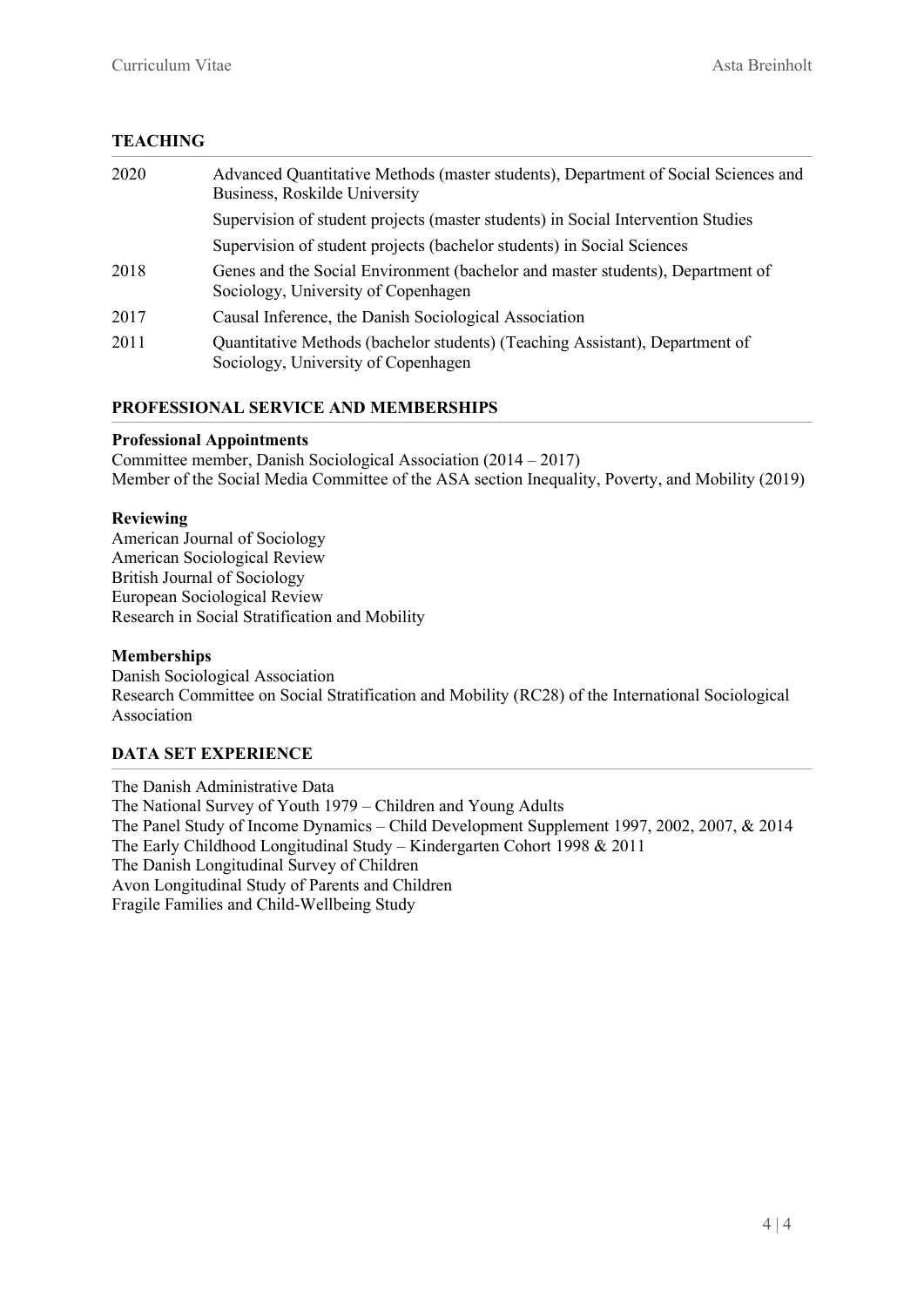## TEACHING

| | |
|---|---|
| 2020 | Advanced Quantitative Methods (master students), Department of Social Sciences and Business, Roskilde University |
| | Supervision of student projects (master students) in Social Intervention Studies |
| | Supervision of student projects (bachelor students) in Social Sciences |
| 2018 | Genes and the Social Environment (bachelor and master students), Department of Sociology, University of Copenhagen |
| 2017 | Causal Inference, the Danish Sociological Association |
| 2011 | Quantitative Methods (bachelor students) (Teaching Assistant), Department of Sociology, University of Copenhagen |

## PROFESSIONAL SERVICE AND MEMBERSHIPS

**Professional Appointments**

Committee member, Danish Sociological Association (2014 – 2017)
Member of the Social Media Committee of the ASA section Inequality, Poverty, and Mobility (2019)

**Reviewing**

American Journal of Sociology
American Sociological Review
British Journal of Sociology
European Sociological Review
Research in Social Stratification and Mobility

**Memberships**

Danish Sociological Association
Research Committee on Social Stratification and Mobility (RC28) of the International Sociological Association

## DATA SET EXPERIENCE

The Danish Administrative Data
The National Survey of Youth 1979 – Children and Young Adults
The Panel Study of Income Dynamics – Child Development Supplement 1997, 2002, 2007, & 2014
The Early Childhood Longitudinal Study – Kindergarten Cohort 1998 & 2011
The Danish Longitudinal Survey of Children
Avon Longitudinal Study of Parents and Children
Fragile Families and Child-Wellbeing Study